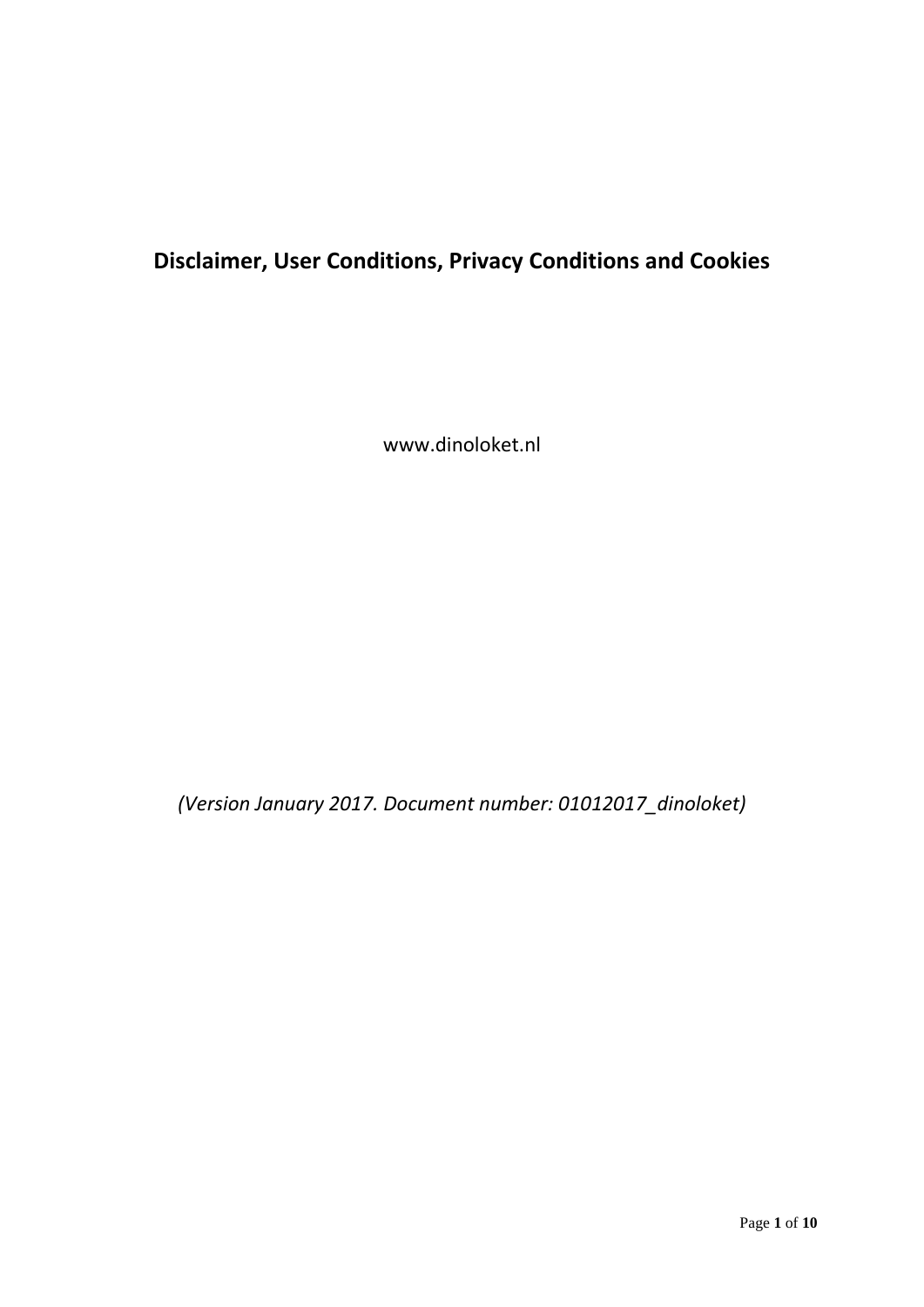# Disclaimer, User Conditions, Privacy Conditions and Cookies

www.dinoloket.nl

*(Version January 2017. Document number: 01012017_dinoloket)*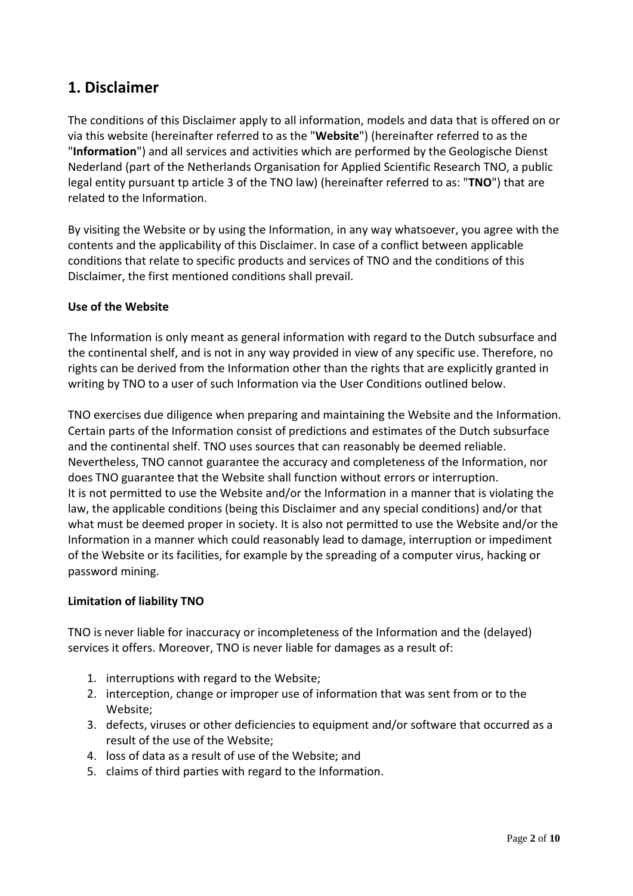## 1. Disclaimer

The conditions of this Disclaimer apply to all information, models and data that is offered on or via this website (hereinafter referred to as the "**Website**") (hereinafter referred to as the "**Information**") and all services and activities which are performed by the Geologische Dienst Nederland (part of the Netherlands Organisation for Applied Scientific Research TNO, a public legal entity pursuant tp article 3 of the TNO law) (hereinafter referred to as: "**TNO**") that are related to the Information.

By visiting the Website or by using the Information, in any way whatsoever, you agree with the contents and the applicability of this Disclaimer. In case of a conflict between applicable conditions that relate to specific products and services of TNO and the conditions of this Disclaimer, the first mentioned conditions shall prevail.

**Use of the Website**

The Information is only meant as general information with regard to the Dutch subsurface and the continental shelf, and is not in any way provided in view of any specific use. Therefore, no rights can be derived from the Information other than the rights that are explicitly granted in writing by TNO to a user of such Information via the User Conditions outlined below.

TNO exercises due diligence when preparing and maintaining the Website and the Information. Certain parts of the Information consist of predictions and estimates of the Dutch subsurface and the continental shelf. TNO uses sources that can reasonably be deemed reliable. Nevertheless, TNO cannot guarantee the accuracy and completeness of the Information, nor does TNO guarantee that the Website shall function without errors or interruption.
It is not permitted to use the Website and/or the Information in a manner that is violating the law, the applicable conditions (being this Disclaimer and any special conditions) and/or that what must be deemed proper in society. It is also not permitted to use the Website and/or the Information in a manner which could reasonably lead to damage, interruption or impediment of the Website or its facilities, for example by the spreading of a computer virus, hacking or password mining.

**Limitation of liability TNO**

TNO is never liable for inaccuracy or incompleteness of the Information and the (delayed) services it offers. Moreover, TNO is never liable for damages as a result of:

1. interruptions with regard to the Website;
2. interception, change or improper use of information that was sent from or to the Website;
3. defects, viruses or other deficiencies to equipment and/or software that occurred as a result of the use of the Website;
4. loss of data as a result of use of the Website; and
5. claims of third parties with regard to the Information.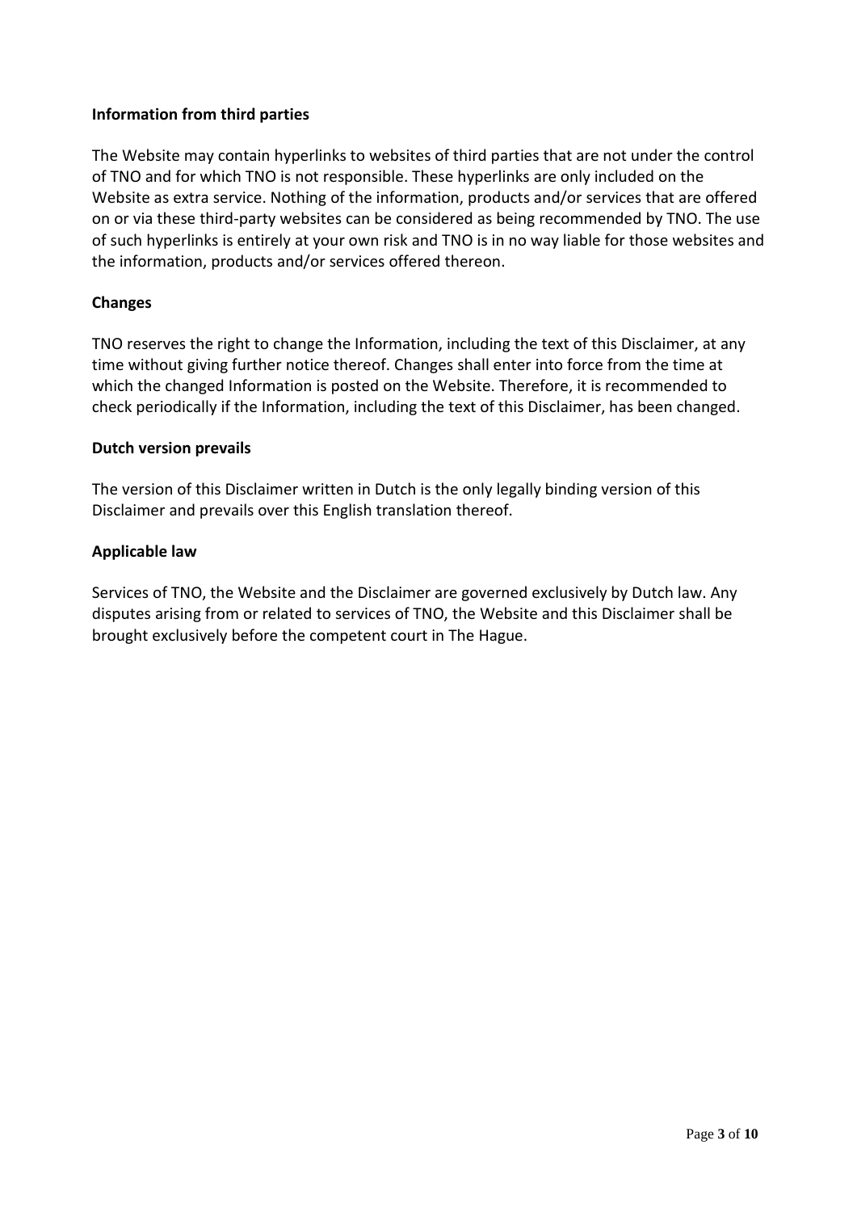**Information from third parties**

The Website may contain hyperlinks to websites of third parties that are not under the control of TNO and for which TNO is not responsible. These hyperlinks are only included on the Website as extra service. Nothing of the information, products and/or services that are offered on or via these third-party websites can be considered as being recommended by TNO. The use of such hyperlinks is entirely at your own risk and TNO is in no way liable for those websites and the information, products and/or services offered thereon.

**Changes**

TNO reserves the right to change the Information, including the text of this Disclaimer, at any time without giving further notice thereof. Changes shall enter into force from the time at which the changed Information is posted on the Website. Therefore, it is recommended to check periodically if the Information, including the text of this Disclaimer, has been changed.

**Dutch version prevails**

The version of this Disclaimer written in Dutch is the only legally binding version of this Disclaimer and prevails over this English translation thereof.

**Applicable law**

Services of TNO, the Website and the Disclaimer are governed exclusively by Dutch law. Any disputes arising from or related to services of TNO, the Website and this Disclaimer shall be brought exclusively before the competent court in The Hague.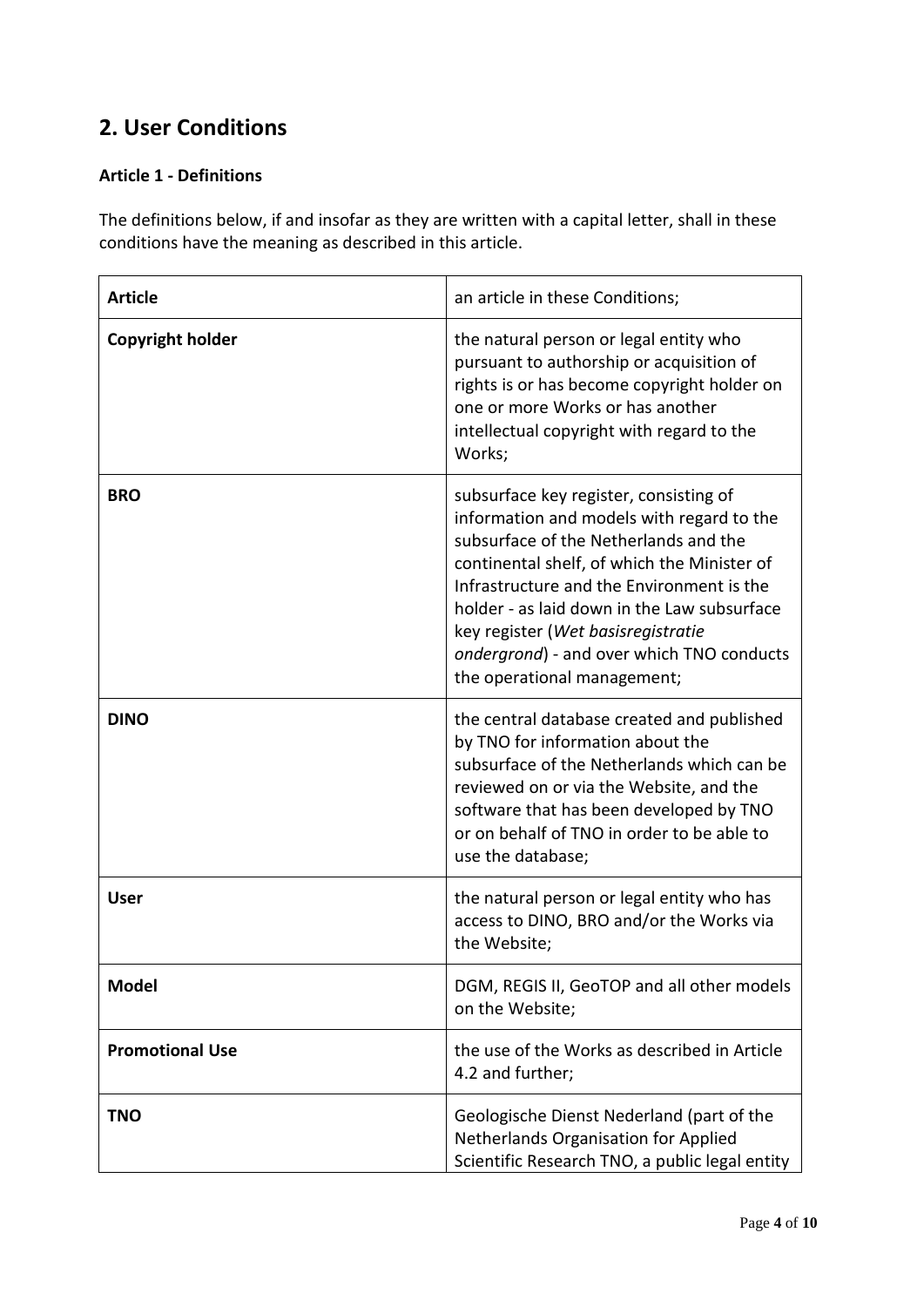## 2. User Conditions

### Article 1 - Definitions

The definitions below, if and insofar as they are written with a capital letter, shall in these conditions have the meaning as described in this article.

| **Article** | an article in these Conditions; |
|---|---|
| **Copyright holder** | the natural person or legal entity who pursuant to authorship or acquisition of rights is or has become copyright holder on one or more Works or has another intellectual copyright with regard to the Works; |
| **BRO** | subsurface key register, consisting of information and models with regard to the subsurface of the Netherlands and the continental shelf, of which the Minister of Infrastructure and the Environment is the holder - as laid down in the Law subsurface key register (*Wet basisregistratie ondergrond*) - and over which TNO conducts the operational management; |
| **DINO** | the central database created and published by TNO for information about the subsurface of the Netherlands which can be reviewed on or via the Website, and the software that has been developed by TNO or on behalf of TNO in order to be able to use the database; |
| **User** | the natural person or legal entity who has access to DINO, BRO and/or the Works via the Website; |
| **Model** | DGM, REGIS II, GeoTOP and all other models on the Website; |
| **Promotional Use** | the use of the Works as described in Article 4.2 and further; |
| **TNO** | Geologische Dienst Nederland (part of the Netherlands Organisation for Applied Scientific Research TNO, a public legal entity |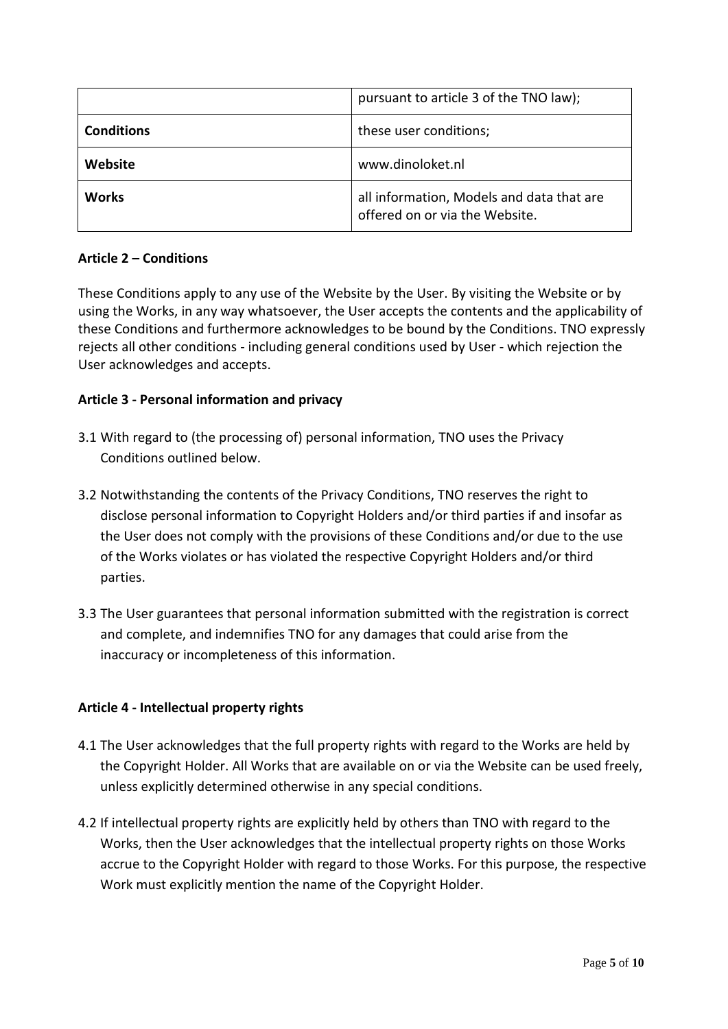| | |
|---|---|
| | pursuant to article 3 of the TNO law); |
| **Conditions** | these user conditions; |
| **Website** | www.dinoloket.nl |
| **Works** | all information, Models and data that are offered on or via the Website. |

**Article 2 – Conditions**

These Conditions apply to any use of the Website by the User. By visiting the Website or by using the Works, in any way whatsoever, the User accepts the contents and the applicability of these Conditions and furthermore acknowledges to be bound by the Conditions. TNO expressly rejects all other conditions - including general conditions used by User - which rejection the User acknowledges and accepts.

**Article 3 - Personal information and privacy**

3.1 With regard to (the processing of) personal information, TNO uses the Privacy Conditions outlined below.

3.2 Notwithstanding the contents of the Privacy Conditions, TNO reserves the right to disclose personal information to Copyright Holders and/or third parties if and insofar as the User does not comply with the provisions of these Conditions and/or due to the use of the Works violates or has violated the respective Copyright Holders and/or third parties.

3.3 The User guarantees that personal information submitted with the registration is correct and complete, and indemnifies TNO for any damages that could arise from the inaccuracy or incompleteness of this information.

**Article 4 - Intellectual property rights**

4.1 The User acknowledges that the full property rights with regard to the Works are held by the Copyright Holder. All Works that are available on or via the Website can be used freely, unless explicitly determined otherwise in any special conditions.

4.2 If intellectual property rights are explicitly held by others than TNO with regard to the Works, then the User acknowledges that the intellectual property rights on those Works accrue to the Copyright Holder with regard to those Works. For this purpose, the respective Work must explicitly mention the name of the Copyright Holder.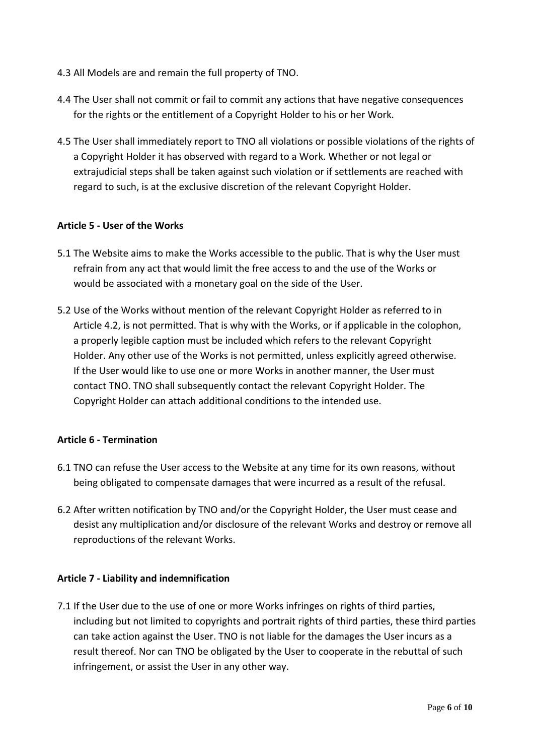4.3 All Models are and remain the full property of TNO.

4.4 The User shall not commit or fail to commit any actions that have negative consequences for the rights or the entitlement of a Copyright Holder to his or her Work.

4.5 The User shall immediately report to TNO all violations or possible violations of the rights of a Copyright Holder it has observed with regard to a Work. Whether or not legal or extrajudicial steps shall be taken against such violation or if settlements are reached with regard to such, is at the exclusive discretion of the relevant Copyright Holder.

**Article 5 - User of the Works**

5.1 The Website aims to make the Works accessible to the public. That is why the User must refrain from any act that would limit the free access to and the use of the Works or would be associated with a monetary goal on the side of the User.

5.2 Use of the Works without mention of the relevant Copyright Holder as referred to in Article 4.2, is not permitted. That is why with the Works, or if applicable in the colophon, a properly legible caption must be included which refers to the relevant Copyright Holder. Any other use of the Works is not permitted, unless explicitly agreed otherwise. If the User would like to use one or more Works in another manner, the User must contact TNO. TNO shall subsequently contact the relevant Copyright Holder. The Copyright Holder can attach additional conditions to the intended use.

**Article 6 - Termination**

6.1 TNO can refuse the User access to the Website at any time for its own reasons, without being obligated to compensate damages that were incurred as a result of the refusal.

6.2 After written notification by TNO and/or the Copyright Holder, the User must cease and desist any multiplication and/or disclosure of the relevant Works and destroy or remove all reproductions of the relevant Works.

**Article 7 - Liability and indemnification**

7.1 If the User due to the use of one or more Works infringes on rights of third parties, including but not limited to copyrights and portrait rights of third parties, these third parties can take action against the User. TNO is not liable for the damages the User incurs as a result thereof. Nor can TNO be obligated by the User to cooperate in the rebuttal of such infringement, or assist the User in any other way.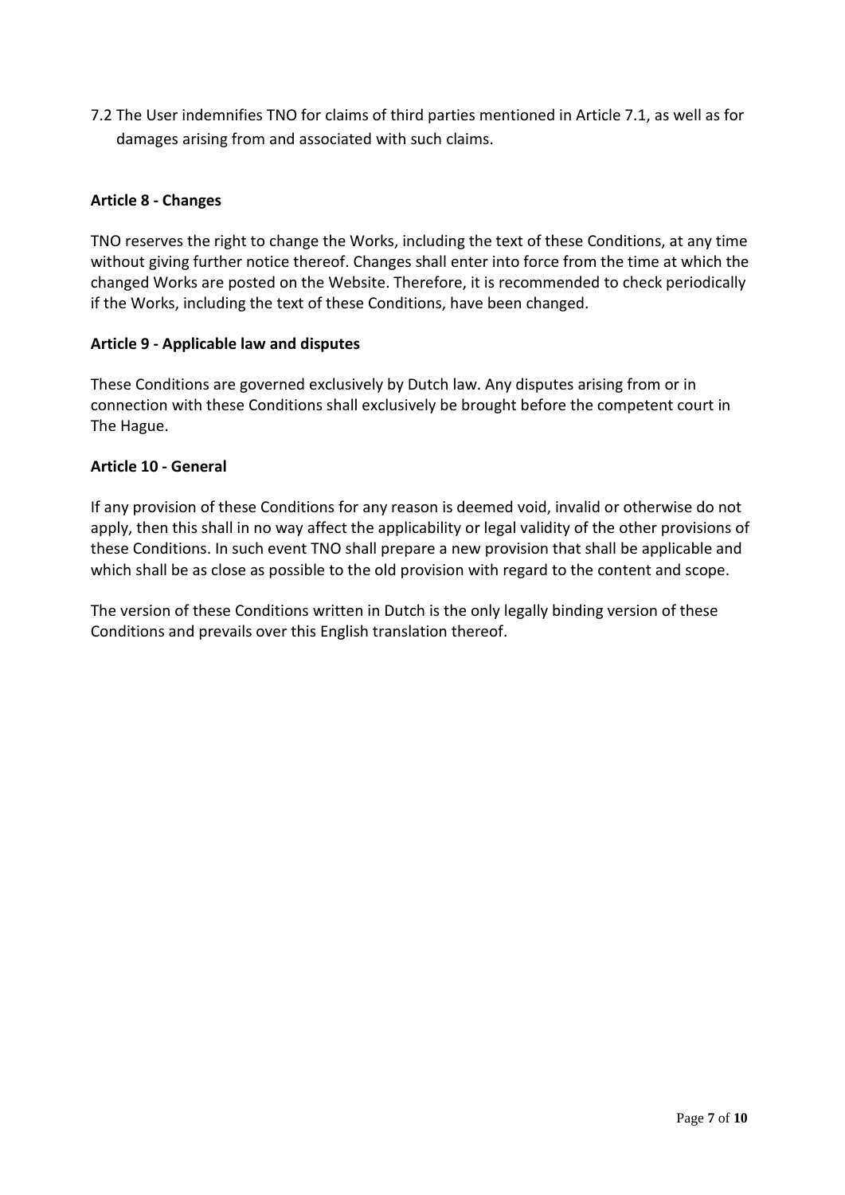7.2 The User indemnifies TNO for claims of third parties mentioned in Article 7.1, as well as for damages arising from and associated with such claims.

**Article 8 - Changes**

TNO reserves the right to change the Works, including the text of these Conditions, at any time without giving further notice thereof. Changes shall enter into force from the time at which the changed Works are posted on the Website. Therefore, it is recommended to check periodically if the Works, including the text of these Conditions, have been changed.

**Article 9 - Applicable law and disputes**

These Conditions are governed exclusively by Dutch law. Any disputes arising from or in connection with these Conditions shall exclusively be brought before the competent court in The Hague.

**Article 10 - General**

If any provision of these Conditions for any reason is deemed void, invalid or otherwise do not apply, then this shall in no way affect the applicability or legal validity of the other provisions of these Conditions. In such event TNO shall prepare a new provision that shall be applicable and which shall be as close as possible to the old provision with regard to the content and scope.

The version of these Conditions written in Dutch is the only legally binding version of these Conditions and prevails over this English translation thereof.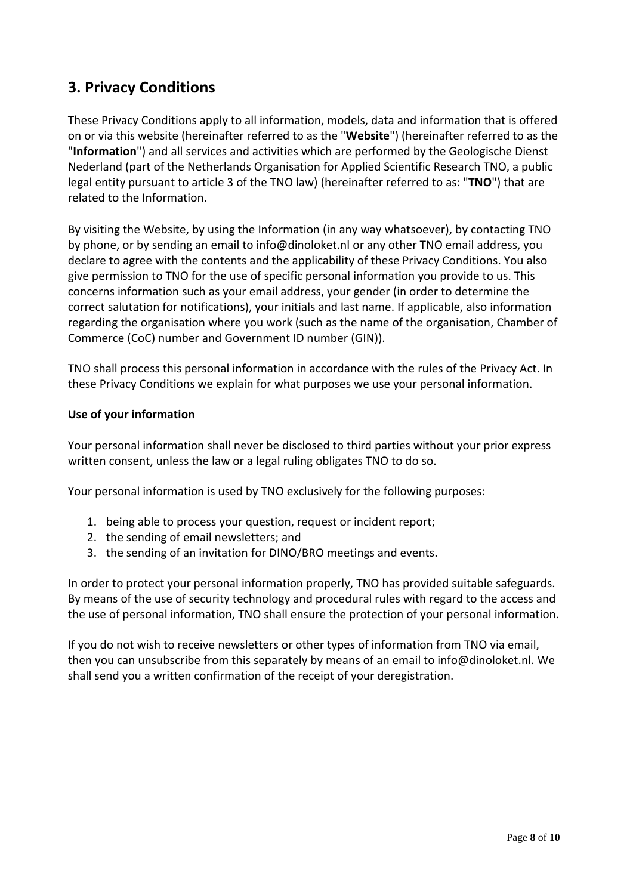## 3. Privacy Conditions

These Privacy Conditions apply to all information, models, data and information that is offered on or via this website (hereinafter referred to as the "**Website**") (hereinafter referred to as the "**Information**") and all services and activities which are performed by the Geologische Dienst Nederland (part of the Netherlands Organisation for Applied Scientific Research TNO, a public legal entity pursuant to article 3 of the TNO law) (hereinafter referred to as: "**TNO**") that are related to the Information.

By visiting the Website, by using the Information (in any way whatsoever), by contacting TNO by phone, or by sending an email to info@dinoloket.nl or any other TNO email address, you declare to agree with the contents and the applicability of these Privacy Conditions. You also give permission to TNO for the use of specific personal information you provide to us. This concerns information such as your email address, your gender (in order to determine the correct salutation for notifications), your initials and last name. If applicable, also information regarding the organisation where you work (such as the name of the organisation, Chamber of Commerce (CoC) number and Government ID number (GIN)).

TNO shall process this personal information in accordance with the rules of the Privacy Act. In these Privacy Conditions we explain for what purposes we use your personal information.

**Use of your information**

Your personal information shall never be disclosed to third parties without your prior express written consent, unless the law or a legal ruling obligates TNO to do so.

Your personal information is used by TNO exclusively for the following purposes:

1. being able to process your question, request or incident report;
2. the sending of email newsletters; and
3. the sending of an invitation for DINO/BRO meetings and events.

In order to protect your personal information properly, TNO has provided suitable safeguards. By means of the use of security technology and procedural rules with regard to the access and the use of personal information, TNO shall ensure the protection of your personal information.

If you do not wish to receive newsletters or other types of information from TNO via email, then you can unsubscribe from this separately by means of an email to info@dinoloket.nl. We shall send you a written confirmation of the receipt of your deregistration.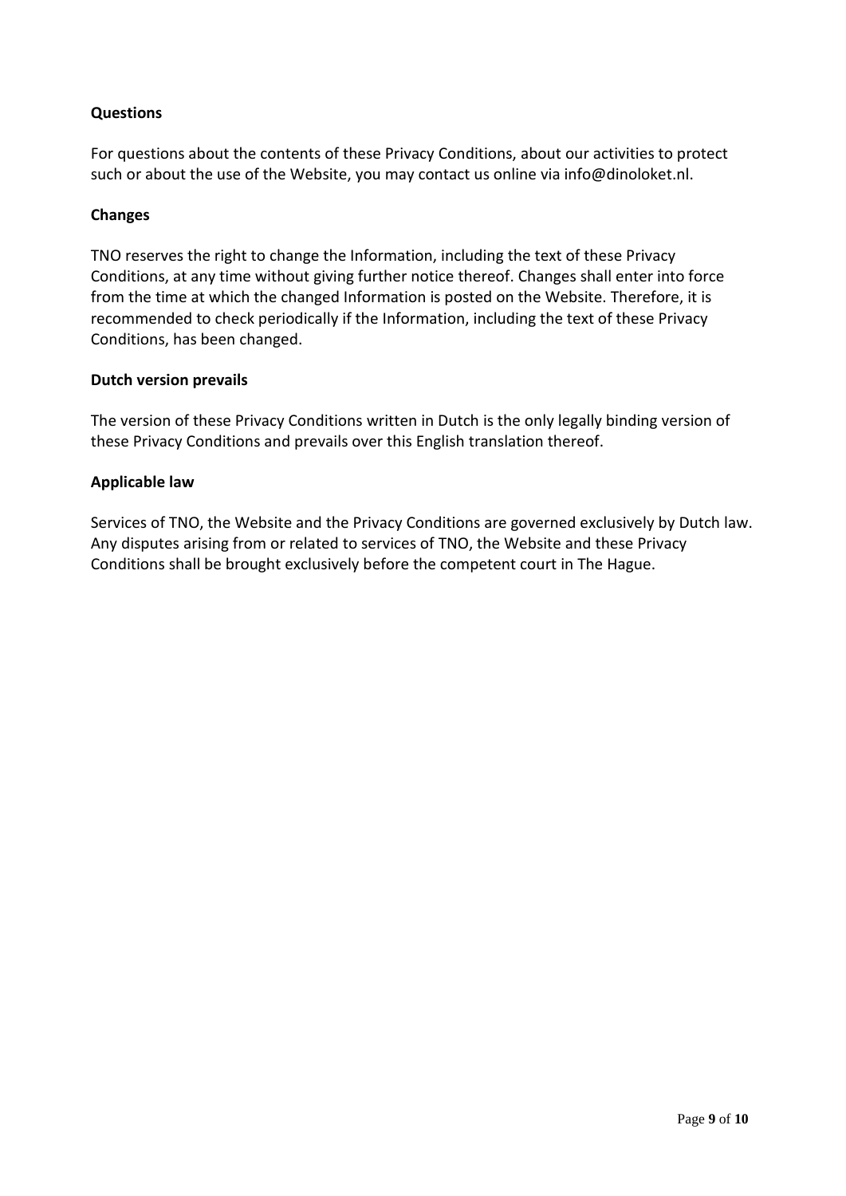**Questions**

For questions about the contents of these Privacy Conditions, about our activities to protect such or about the use of the Website, you may contact us online via info@dinoloket.nl.

**Changes**

TNO reserves the right to change the Information, including the text of these Privacy Conditions, at any time without giving further notice thereof. Changes shall enter into force from the time at which the changed Information is posted on the Website. Therefore, it is recommended to check periodically if the Information, including the text of these Privacy Conditions, has been changed.

**Dutch version prevails**

The version of these Privacy Conditions written in Dutch is the only legally binding version of these Privacy Conditions and prevails over this English translation thereof.

**Applicable law**

Services of TNO, the Website and the Privacy Conditions are governed exclusively by Dutch law. Any disputes arising from or related to services of TNO, the Website and these Privacy Conditions shall be brought exclusively before the competent court in The Hague.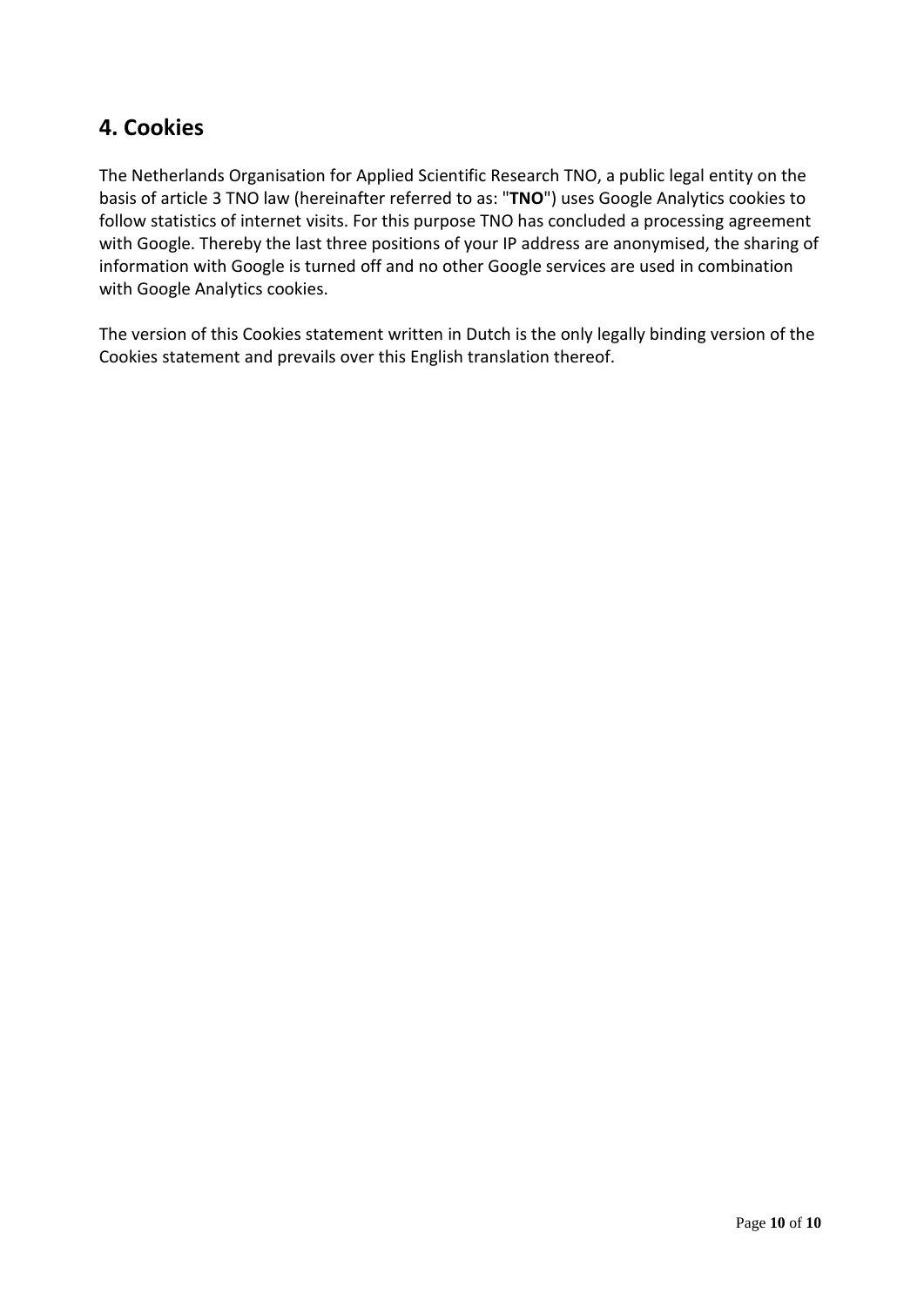## 4. Cookies

The Netherlands Organisation for Applied Scientific Research TNO, a public legal entity on the basis of article 3 TNO law (hereinafter referred to as: "**TNO**") uses Google Analytics cookies to follow statistics of internet visits. For this purpose TNO has concluded a processing agreement with Google. Thereby the last three positions of your IP address are anonymised, the sharing of information with Google is turned off and no other Google services are used in combination with Google Analytics cookies.

The version of this Cookies statement written in Dutch is the only legally binding version of the Cookies statement and prevails over this English translation thereof.